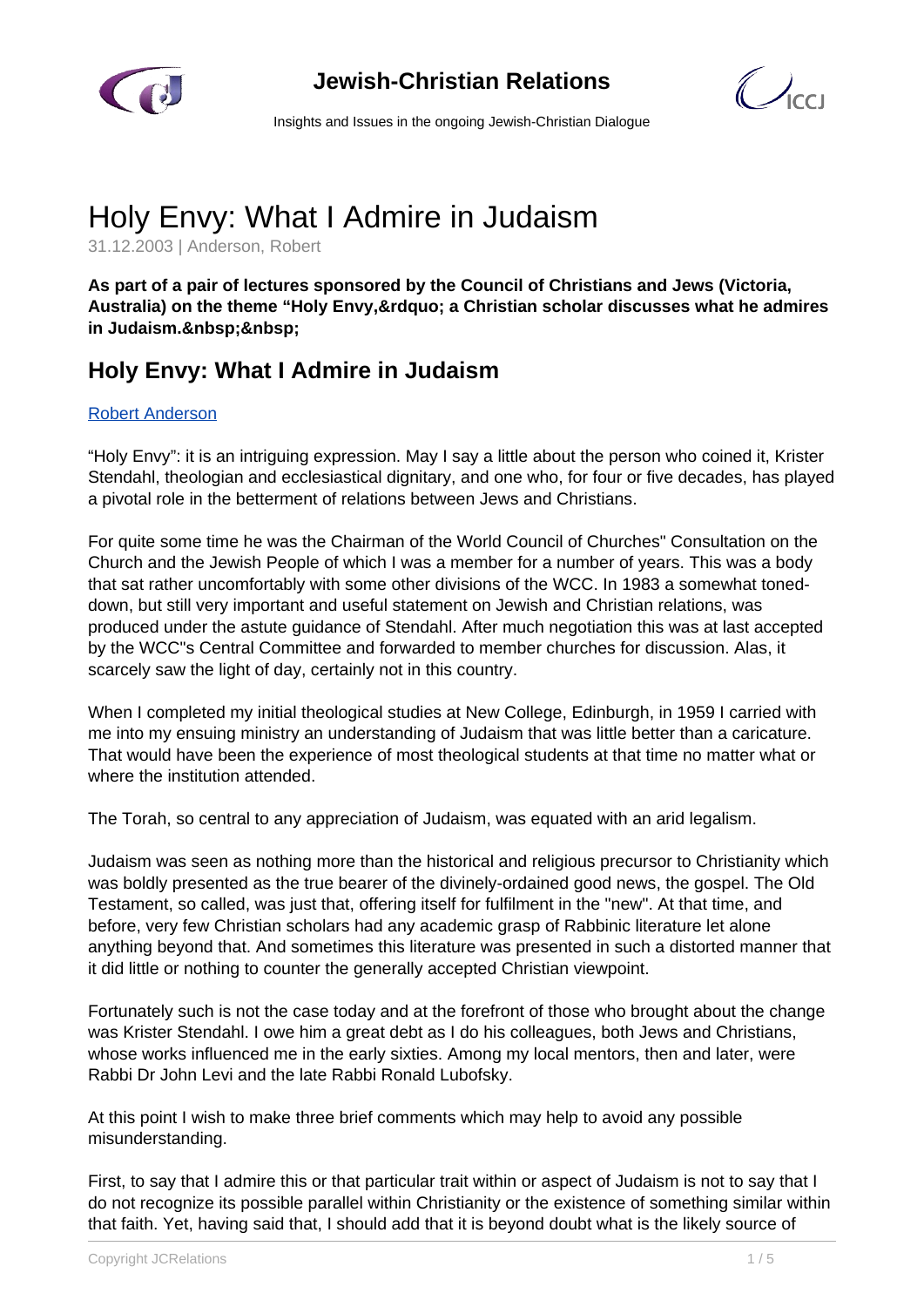# Holy Envy: What I Admire in Judaism

31.12.2003 | Anderson, Robert

**As part of a pair of lectures sponsored by the Council of Christians and Jews (Victoria, Australia) on the theme "Holy Envy,&rdquo; a Christian scholar discusses what he admires in Judaism.&nbsp;&nbsp;**

## Holy Envy: What I Admire in Judaism

Robert Anderson

"Holy Envy": it is an intriguing expression. May I say a little about the person who coined it, Krister Stendahl, theologian and ecclesiastical dignitary, and one who, for four or five decades, has played a pivotal role in the betterment of relations between Jews and Christians.

For quite some time he was the Chairman of the World Council of Churches" Consultation on the Church and the Jewish People of which I was a member for a number of years. This was a body that sat rather uncomfortably with some other divisions of the WCC. In 1983 a somewhat toned-down, but still very important and useful statement on Jewish and Christian relations, was produced under the astute guidance of Stendahl. After much negotiation this was at last accepted by the WCC"s Central Committee and forwarded to member churches for discussion. Alas, it scarcely saw the light of day, certainly not in this country.

When I completed my initial theological studies at New College, Edinburgh, in 1959 I carried with me into my ensuing ministry an understanding of Judaism that was little better than a caricature. That would have been the experience of most theological students at that time no matter what or where the institution attended.

The Torah, so central to any appreciation of Judaism, was equated with an arid legalism.

Judaism was seen as nothing more than the historical and religious precursor to Christianity which was boldly presented as the true bearer of the divinely-ordained good news, the gospel. The Old Testament, so called, was just that, offering itself for fulfilment in the "new". At that time, and before, very few Christian scholars had any academic grasp of Rabbinic literature let alone anything beyond that. And sometimes this literature was presented in such a distorted manner that it did little or nothing to counter the generally accepted Christian viewpoint.

Fortunately such is not the case today and at the forefront of those who brought about the change was Krister Stendahl. I owe him a great debt as I do his colleagues, both Jews and Christians, whose works influenced me in the early sixties. Among my local mentors, then and later, were Rabbi Dr John Levi and the late Rabbi Ronald Lubofsky.

At this point I wish to make three brief comments which may help to avoid any possible misunderstanding.

First, to say that I admire this or that particular trait within or aspect of Judaism is not to say that I do not recognize its possible parallel within Christianity or the existence of something similar within that faith. Yet, having said that, I should add that it is beyond doubt what is the likely source of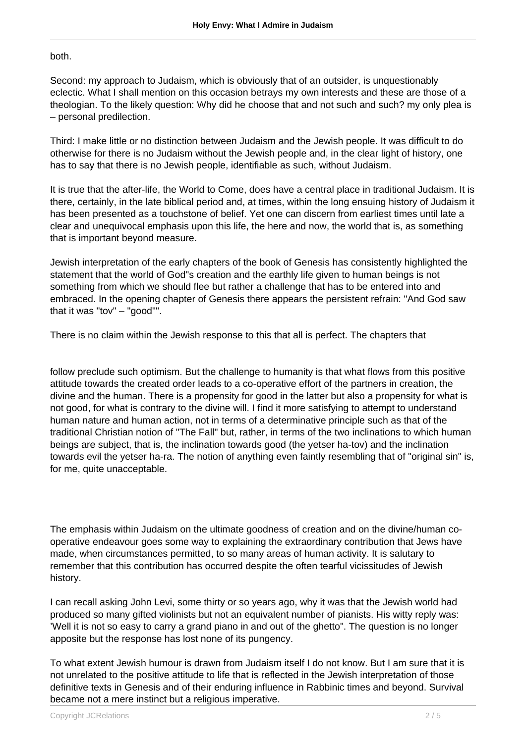both.

Second: my approach to Judaism, which is obviously that of an outsider, is unquestionably eclectic. What I shall mention on this occasion betrays my own interests and these are those of a theologian. To the likely question: Why did he choose that and not such and such? my only plea is – personal predilection.

Third: I make little or no distinction between Judaism and the Jewish people. It was difficult to do otherwise for there is no Judaism without the Jewish people and, in the clear light of history, one has to say that there is no Jewish people, identifiable as such, without Judaism.

It is true that the after-life, the World to Come, does have a central place in traditional Judaism. It is there, certainly, in the late biblical period and, at times, within the long ensuing history of Judaism it has been presented as a touchstone of belief. Yet one can discern from earliest times until late a clear and unequivocal emphasis upon this life, the here and now, the world that is, as something that is important beyond measure.

Jewish interpretation of the early chapters of the book of Genesis has consistently highlighted the statement that the world of God''s creation and the earthly life given to human beings is not something from which we should flee but rather a challenge that has to be entered into and embraced. In the opening chapter of Genesis there appears the persistent refrain: "And God saw that it was "tov" – "good"".

There is no claim within the Jewish response to this that all is perfect. The chapters that follow preclude such optimism. But the challenge to humanity is that what flows from this positive attitude towards the created order leads to a co-operative effort of the partners in creation, the divine and the human. There is a propensity for good in the latter but also a propensity for what is not good, for what is contrary to the divine will. I find it more satisfying to attempt to understand human nature and human action, not in terms of a determinative principle such as that of the traditional Christian notion of "The Fall" but, rather, in terms of the two inclinations to which human beings are subject, that is, the inclination towards good (the yetser ha-tov) and the inclination towards evil the yetser ha-ra. The notion of anything even faintly resembling that of "original sin" is, for me, quite unacceptable.

The emphasis within Judaism on the ultimate goodness of creation and on the divine/human co-operative endeavour goes some way to explaining the extraordinary contribution that Jews have made, when circumstances permitted, to so many areas of human activity. It is salutary to remember that this contribution has occurred despite the often tearful vicissitudes of Jewish history.

I can recall asking John Levi, some thirty or so years ago, why it was that the Jewish world had produced so many gifted violinists but not an equivalent number of pianists. His witty reply was: 'Well it is not so easy to carry a grand piano in and out of the ghetto". The question is no longer apposite but the response has lost none of its pungency.

To what extent Jewish humour is drawn from Judaism itself I do not know. But I am sure that it is not unrelated to the positive attitude to life that is reflected in the Jewish interpretation of those definitive texts in Genesis and of their enduring influence in Rabbinic times and beyond. Survival became not a mere instinct but a religious imperative.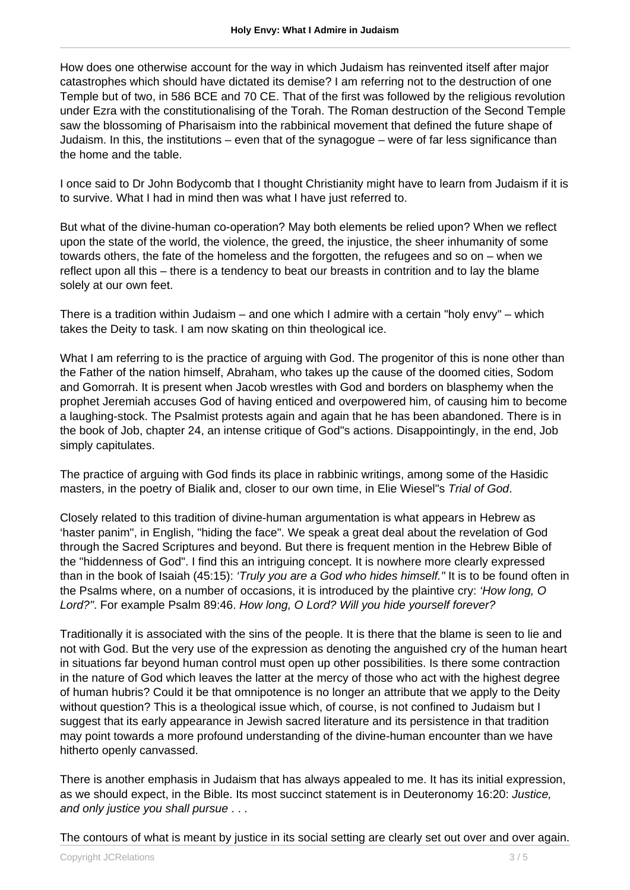How does one otherwise account for the way in which Judaism has reinvented itself after major catastrophes which should have dictated its demise? I am referring not to the destruction of one Temple but of two, in 586 BCE and 70 CE. That of the first was followed by the religious revolution under Ezra with the constitutionalising of the Torah. The Roman destruction of the Second Temple saw the blossoming of Pharisaism into the rabbinical movement that defined the future shape of Judaism. In this, the institutions – even that of the synagogue – were of far less significance than the home and the table.

I once said to Dr John Bodycomb that I thought Christianity might have to learn from Judaism if it is to survive. What I had in mind then was what I have just referred to.

But what of the divine-human co-operation? May both elements be relied upon? When we reflect upon the state of the world, the violence, the greed, the injustice, the sheer inhumanity of some towards others, the fate of the homeless and the forgotten, the refugees and so on – when we reflect upon all this – there is a tendency to beat our breasts in contrition and to lay the blame solely at our own feet.

There is a tradition within Judaism – and one which I admire with a certain "holy envy" – which takes the Deity to task. I am now skating on thin theological ice.

What I am referring to is the practice of arguing with God. The progenitor of this is none other than the Father of the nation himself, Abraham, who takes up the cause of the doomed cities, Sodom and Gomorrah. It is present when Jacob wrestles with God and borders on blasphemy when the prophet Jeremiah accuses God of having enticed and overpowered him, of causing him to become a laughing-stock. The Psalmist protests again and again that he has been abandoned. There is in the book of Job, chapter 24, an intense critique of God"s actions. Disappointingly, in the end, Job simply capitulates.

The practice of arguing with God finds its place in rabbinic writings, among some of the Hasidic masters, in the poetry of Bialik and, closer to our own time, in Elie Wiesel"s *Trial of God*.

Closely related to this tradition of divine-human argumentation is what appears in Hebrew as 'haster panim", in English, "hiding the face". We speak a great deal about the revelation of God through the Sacred Scriptures and beyond. But there is frequent mention in the Hebrew Bible of the "hiddenness of God". I find this an intriguing concept. It is nowhere more clearly expressed than in the book of Isaiah (45:15): *'Truly you are a God who hides himself."* It is to be found often in the Psalms where, on a number of occasions, it is introduced by the plaintive cry: *'How long, O Lord?"*. For example Psalm 89:46. *How long, O Lord? Will you hide yourself forever?*

Traditionally it is associated with the sins of the people. It is there that the blame is seen to lie and not with God. But the very use of the expression as denoting the anguished cry of the human heart in situations far beyond human control must open up other possibilities. Is there some contraction in the nature of God which leaves the latter at the mercy of those who act with the highest degree of human hubris? Could it be that omnipotence is no longer an attribute that we apply to the Deity without question? This is a theological issue which, of course, is not confined to Judaism but I suggest that its early appearance in Jewish sacred literature and its persistence in that tradition may point towards a more profound understanding of the divine-human encounter than we have hitherto openly canvassed.

There is another emphasis in Judaism that has always appealed to me. It has its initial expression, as we should expect, in the Bible. Its most succinct statement is in Deuteronomy 16:20: *Justice, and only justice you shall pursue . . .*

The contours of what is meant by justice in its social setting are clearly set out over and over again.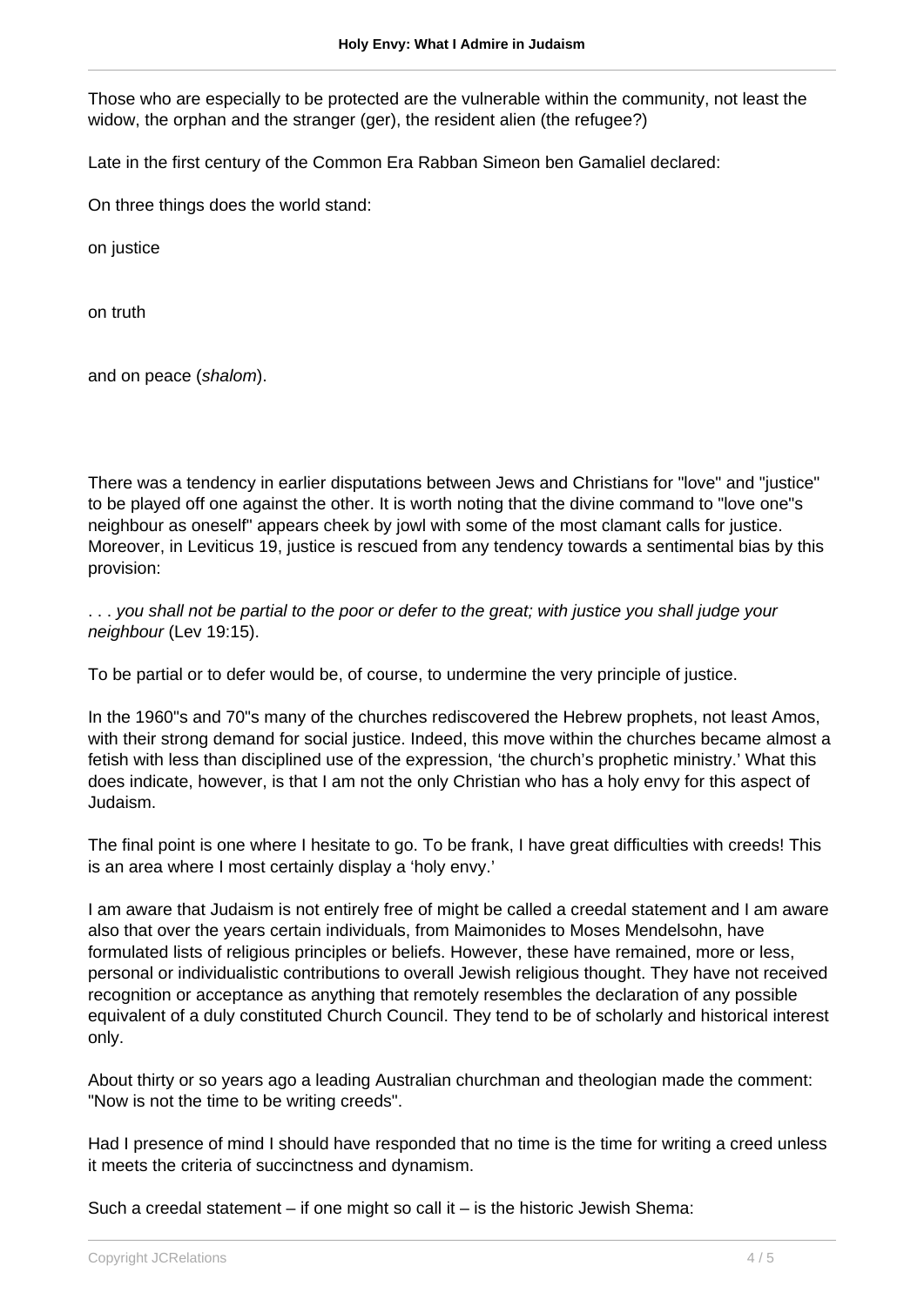Those who are especially to be protected are the vulnerable within the community, not least the widow, the orphan and the stranger (ger), the resident alien (the refugee?)

Late in the first century of the Common Era Rabban Simeon ben Gamaliel declared:

On three things does the world stand:

on justice

on truth

and on peace (*shalom*).

There was a tendency in earlier disputations between Jews and Christians for "love" and "justice" to be played off one against the other. It is worth noting that the divine command to "love one"s neighbour as oneself" appears cheek by jowl with some of the most clamant calls for justice. Moreover, in Leviticus 19, justice is rescued from any tendency towards a sentimental bias by this provision:

. . . *you shall not be partial to the poor or defer to the great; with justice you shall judge your neighbour* (Lev 19:15).

To be partial or to defer would be, of course, to undermine the very principle of justice.

In the 1960"s and 70"s many of the churches rediscovered the Hebrew prophets, not least Amos, with their strong demand for social justice. Indeed, this move within the churches became almost a fetish with less than disciplined use of the expression, 'the church's prophetic ministry.' What this does indicate, however, is that I am not the only Christian who has a holy envy for this aspect of Judaism.

The final point is one where I hesitate to go. To be frank, I have great difficulties with creeds! This is an area where I most certainly display a 'holy envy.'

I am aware that Judaism is not entirely free of might be called a creedal statement and I am aware also that over the years certain individuals, from Maimonides to Moses Mendelsohn, have formulated lists of religious principles or beliefs. However, these have remained, more or less, personal or individualistic contributions to overall Jewish religious thought. They have not received recognition or acceptance as anything that remotely resembles the declaration of any possible equivalent of a duly constituted Church Council. They tend to be of scholarly and historical interest only.

About thirty or so years ago a leading Australian churchman and theologian made the comment: "Now is not the time to be writing creeds".

Had I presence of mind I should have responded that no time is the time for writing a creed unless it meets the criteria of succinctness and dynamism.

Such a creedal statement – if one might so call it – is the historic Jewish Shema: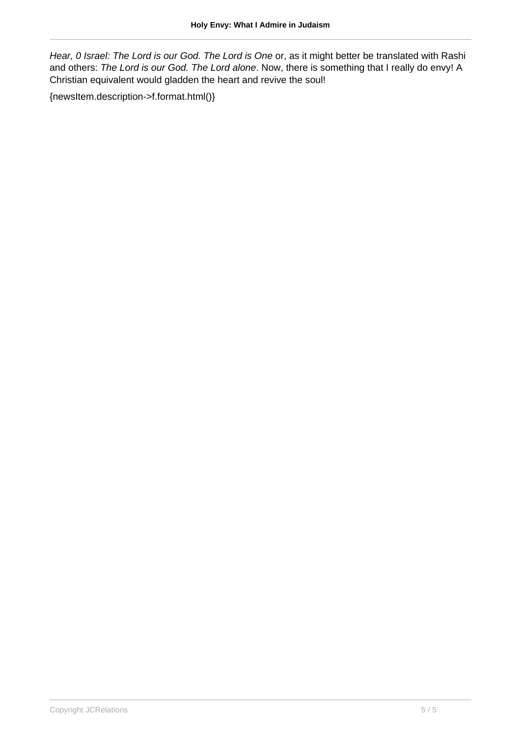*Hear, 0 Israel: The Lord is our God. The Lord is One* or, as it might better be translated with Rashi and others: *The Lord is our God. The Lord alone*. Now, there is something that I really do envy! A Christian equivalent would gladden the heart and revive the soul!

{newsItem.description->f.format.html()}